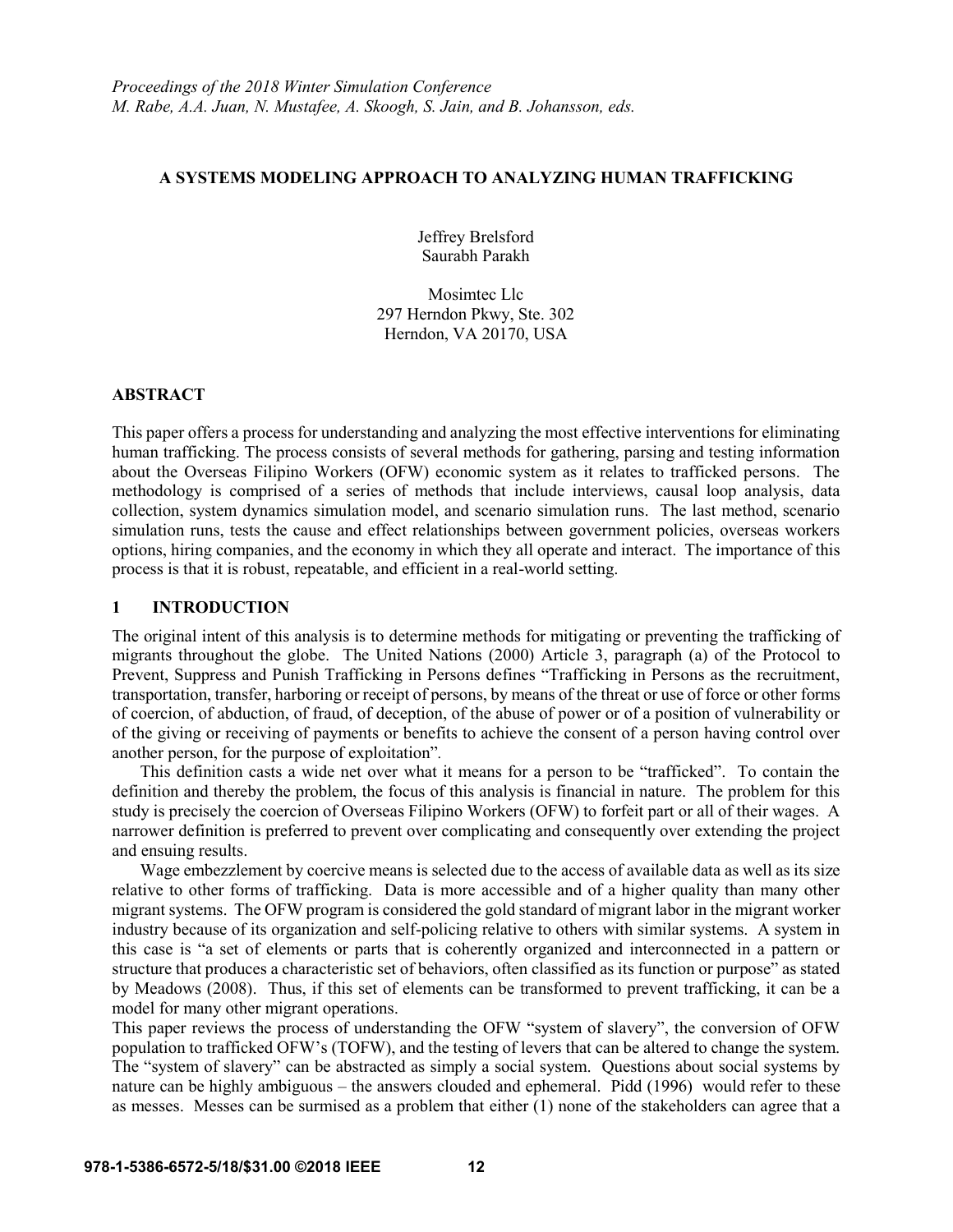*Proceedings of the 2018 Winter Simulation Conference*
*M. Rabe, A.A. Juan, N. Mustafee, A. Skoogh, S. Jain, and B. Johansson, eds.*

# A SYSTEMS MODELING APPROACH TO ANALYZING HUMAN TRAFFICKING

Jeffrey Brelsford
Saurabh Parakh

Mosimtec Llc
297 Herndon Pkwy, Ste. 302
Herndon, VA 20170, USA

## ABSTRACT

This paper offers a process for understanding and analyzing the most effective interventions for eliminating human trafficking. The process consists of several methods for gathering, parsing and testing information about the Overseas Filipino Workers (OFW) economic system as it relates to trafficked persons. The methodology is comprised of a series of methods that include interviews, causal loop analysis, data collection, system dynamics simulation model, and scenario simulation runs. The last method, scenario simulation runs, tests the cause and effect relationships between government policies, overseas workers options, hiring companies, and the economy in which they all operate and interact. The importance of this process is that it is robust, repeatable, and efficient in a real-world setting.

## 1 INTRODUCTION

The original intent of this analysis is to determine methods for mitigating or preventing the trafficking of migrants throughout the globe. The United Nations (2000) Article 3, paragraph (a) of the Protocol to Prevent, Suppress and Punish Trafficking in Persons defines "Trafficking in Persons as the recruitment, transportation, transfer, harboring or receipt of persons, by means of the threat or use of force or other forms of coercion, of abduction, of fraud, of deception, of the abuse of power or of a position of vulnerability or of the giving or receiving of payments or benefits to achieve the consent of a person having control over another person, for the purpose of exploitation".

This definition casts a wide net over what it means for a person to be "trafficked". To contain the definition and thereby the problem, the focus of this analysis is financial in nature. The problem for this study is precisely the coercion of Overseas Filipino Workers (OFW) to forfeit part or all of their wages. A narrower definition is preferred to prevent over complicating and consequently over extending the project and ensuing results.

Wage embezzlement by coercive means is selected due to the access of available data as well as its size relative to other forms of trafficking. Data is more accessible and of a higher quality than many other migrant systems. The OFW program is considered the gold standard of migrant labor in the migrant worker industry because of its organization and self-policing relative to others with similar systems. A system in this case is "a set of elements or parts that is coherently organized and interconnected in a pattern or structure that produces a characteristic set of behaviors, often classified as its function or purpose" as stated by Meadows (2008). Thus, if this set of elements can be transformed to prevent trafficking, it can be a model for many other migrant operations.

This paper reviews the process of understanding the OFW "system of slavery", the conversion of OFW population to trafficked OFW's (TOFW), and the testing of levers that can be altered to change the system. The "system of slavery" can be abstracted as simply a social system. Questions about social systems by nature can be highly ambiguous – the answers clouded and ephemeral. Pidd (1996) would refer to these as messes. Messes can be surmised as a problem that either (1) none of the stakeholders can agree that a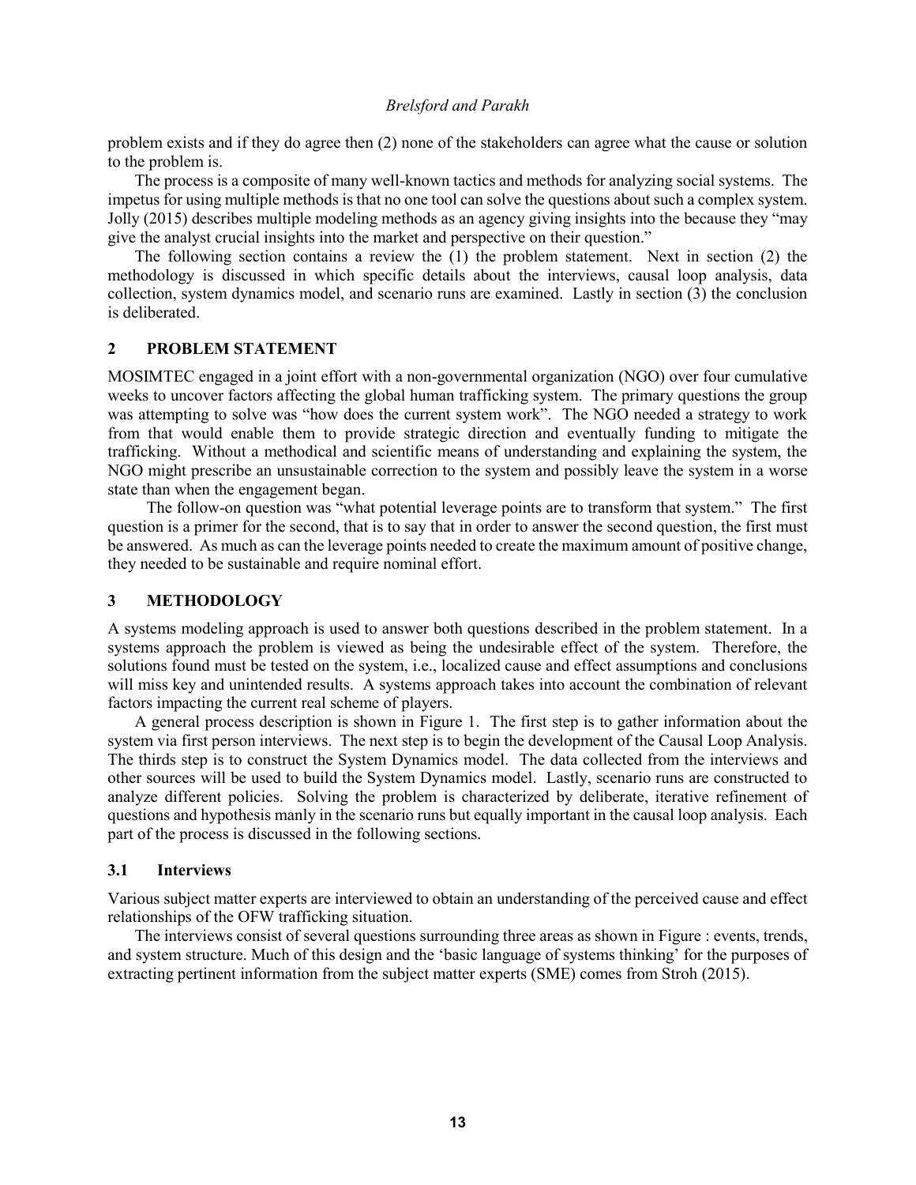problem exists and if they do agree then (2) none of the stakeholders can agree what the cause or solution to the problem is.

The process is a composite of many well-known tactics and methods for analyzing social systems. The impetus for using multiple methods is that no one tool can solve the questions about such a complex system. Jolly (2015) describes multiple modeling methods as an agency giving insights into the because they "may give the analyst crucial insights into the market and perspective on their question."

The following section contains a review the (1) the problem statement. Next in section (2) the methodology is discussed in which specific details about the interviews, causal loop analysis, data collection, system dynamics model, and scenario runs are examined. Lastly in section (3) the conclusion is deliberated.

## 2 PROBLEM STATEMENT

MOSIMTEC engaged in a joint effort with a non-governmental organization (NGO) over four cumulative weeks to uncover factors affecting the global human trafficking system. The primary questions the group was attempting to solve was "how does the current system work". The NGO needed a strategy to work from that would enable them to provide strategic direction and eventually funding to mitigate the trafficking. Without a methodical and scientific means of understanding and explaining the system, the NGO might prescribe an unsustainable correction to the system and possibly leave the system in a worse state than when the engagement began.

The follow-on question was "what potential leverage points are to transform that system." The first question is a primer for the second, that is to say that in order to answer the second question, the first must be answered. As much as can the leverage points needed to create the maximum amount of positive change, they needed to be sustainable and require nominal effort.

## 3 METHODOLOGY

A systems modeling approach is used to answer both questions described in the problem statement. In a systems approach the problem is viewed as being the undesirable effect of the system. Therefore, the solutions found must be tested on the system, i.e., localized cause and effect assumptions and conclusions will miss key and unintended results. A systems approach takes into account the combination of relevant factors impacting the current real scheme of players.

A general process description is shown in Figure 1. The first step is to gather information about the system via first person interviews. The next step is to begin the development of the Causal Loop Analysis. The thirds step is to construct the System Dynamics model. The data collected from the interviews and other sources will be used to build the System Dynamics model. Lastly, scenario runs are constructed to analyze different policies. Solving the problem is characterized by deliberate, iterative refinement of questions and hypothesis manly in the scenario runs but equally important in the causal loop analysis. Each part of the process is discussed in the following sections.

### 3.1 Interviews

Various subject matter experts are interviewed to obtain an understanding of the perceived cause and effect relationships of the OFW trafficking situation.

The interviews consist of several questions surrounding three areas as shown in Figure : events, trends, and system structure. Much of this design and the 'basic language of systems thinking' for the purposes of extracting pertinent information from the subject matter experts (SME) comes from Stroh (2015).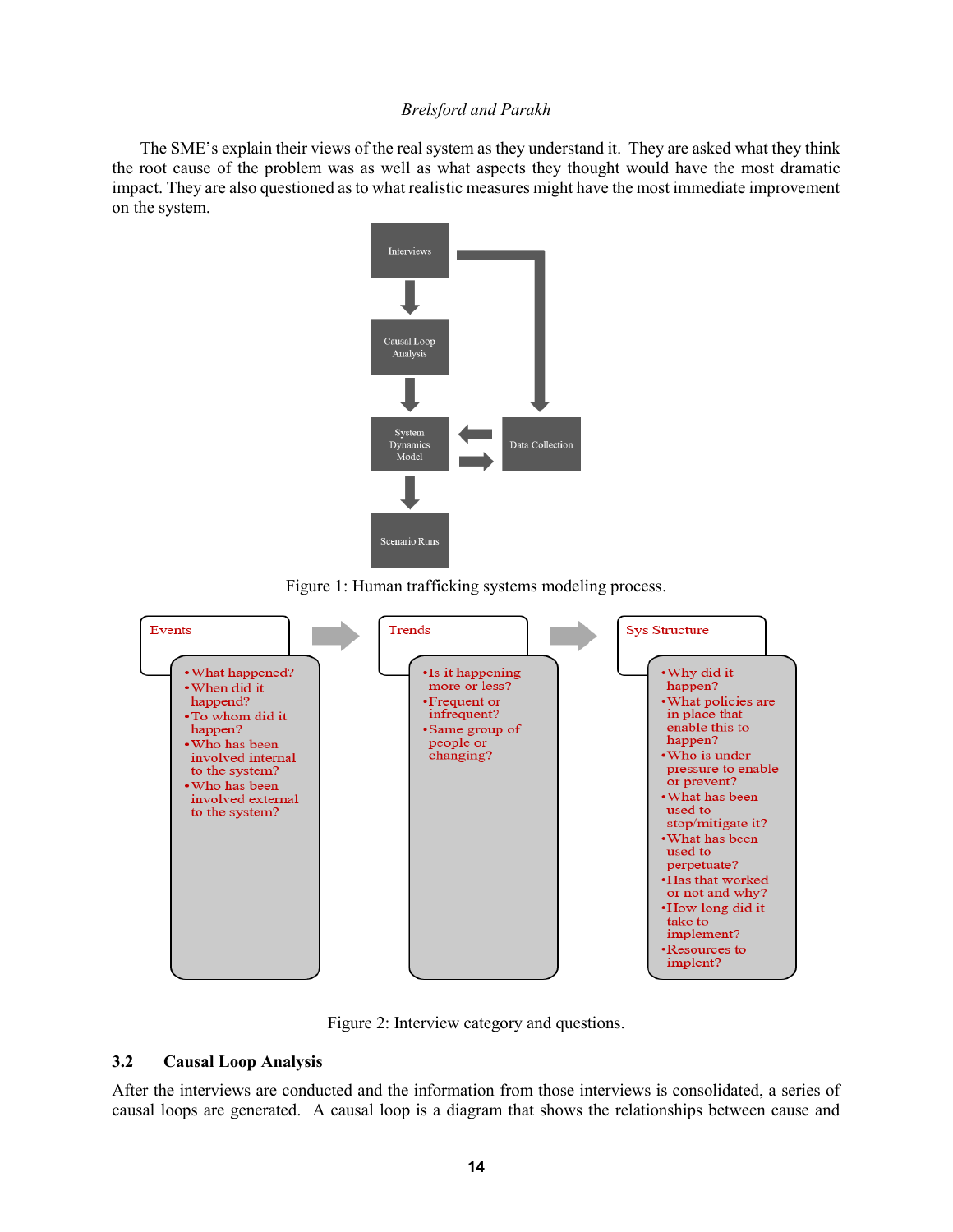The SME's explain their views of the real system as they understand it. They are asked what they think the root cause of the problem was as well as what aspects they thought would have the most dramatic impact. They are also questioned as to what realistic measures might have the most immediate improvement on the system.

Figure 1: Human trafficking systems modeling process.

Figure 2: Interview category and questions.

### 3.2 Causal Loop Analysis

After the interviews are conducted and the information from those interviews is consolidated, a series of causal loops are generated. A causal loop is a diagram that shows the relationships between cause and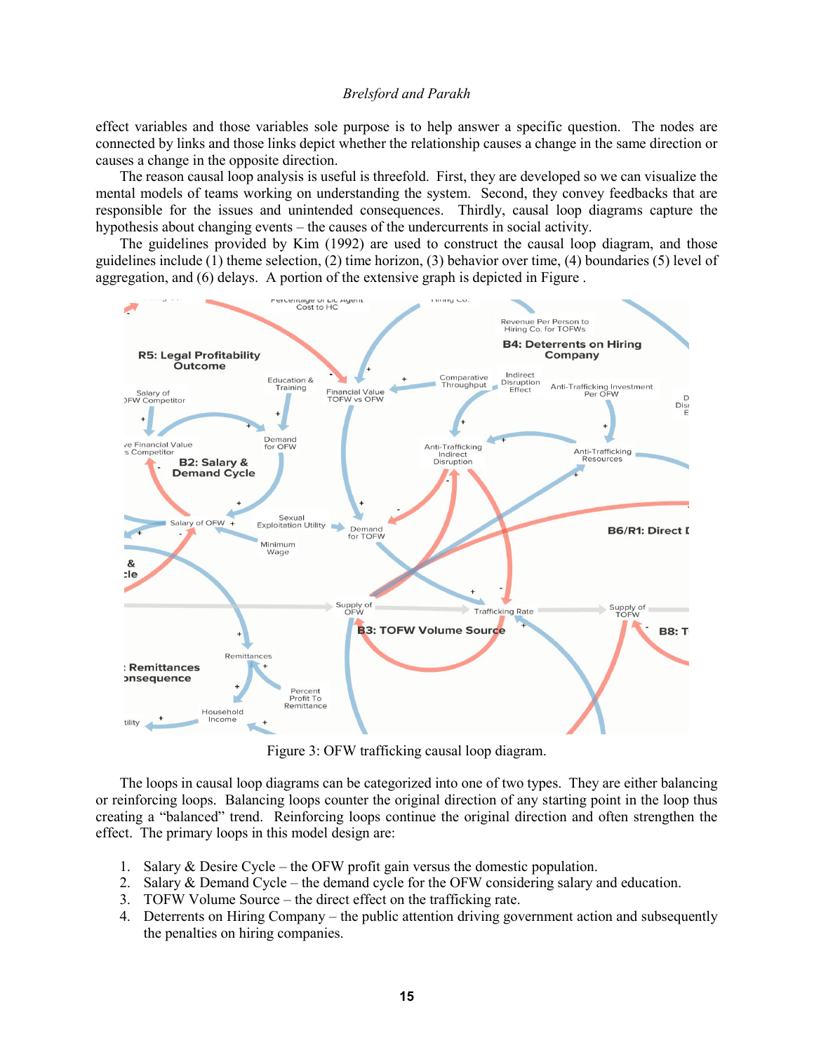effect variables and those variables sole purpose is to help answer a specific question. The nodes are connected by links and those links depict whether the relationship causes a change in the same direction or causes a change in the opposite direction.

The reason causal loop analysis is useful is threefold. First, they are developed so we can visualize the mental models of teams working on understanding the system. Second, they convey feedbacks that are responsible for the issues and unintended consequences. Thirdly, causal loop diagrams capture the hypothesis about changing events – the causes of the undercurrents in social activity.

The guidelines provided by Kim (1992) are used to construct the causal loop diagram, and those guidelines include (1) theme selection, (2) time horizon, (3) behavior over time, (4) boundaries (5) level of aggregation, and (6) delays. A portion of the extensive graph is depicted in Figure .

Figure 3: OFW trafficking causal loop diagram.

The loops in causal loop diagrams can be categorized into one of two types. They are either balancing or reinforcing loops. Balancing loops counter the original direction of any starting point in the loop thus creating a "balanced" trend. Reinforcing loops continue the original direction and often strengthen the effect. The primary loops in this model design are:

1. Salary & Desire Cycle – the OFW profit gain versus the domestic population.
2. Salary & Demand Cycle – the demand cycle for the OFW considering salary and education.
3. TOFW Volume Source – the direct effect on the trafficking rate.
4. Deterrents on Hiring Company – the public attention driving government action and subsequently the penalties on hiring companies.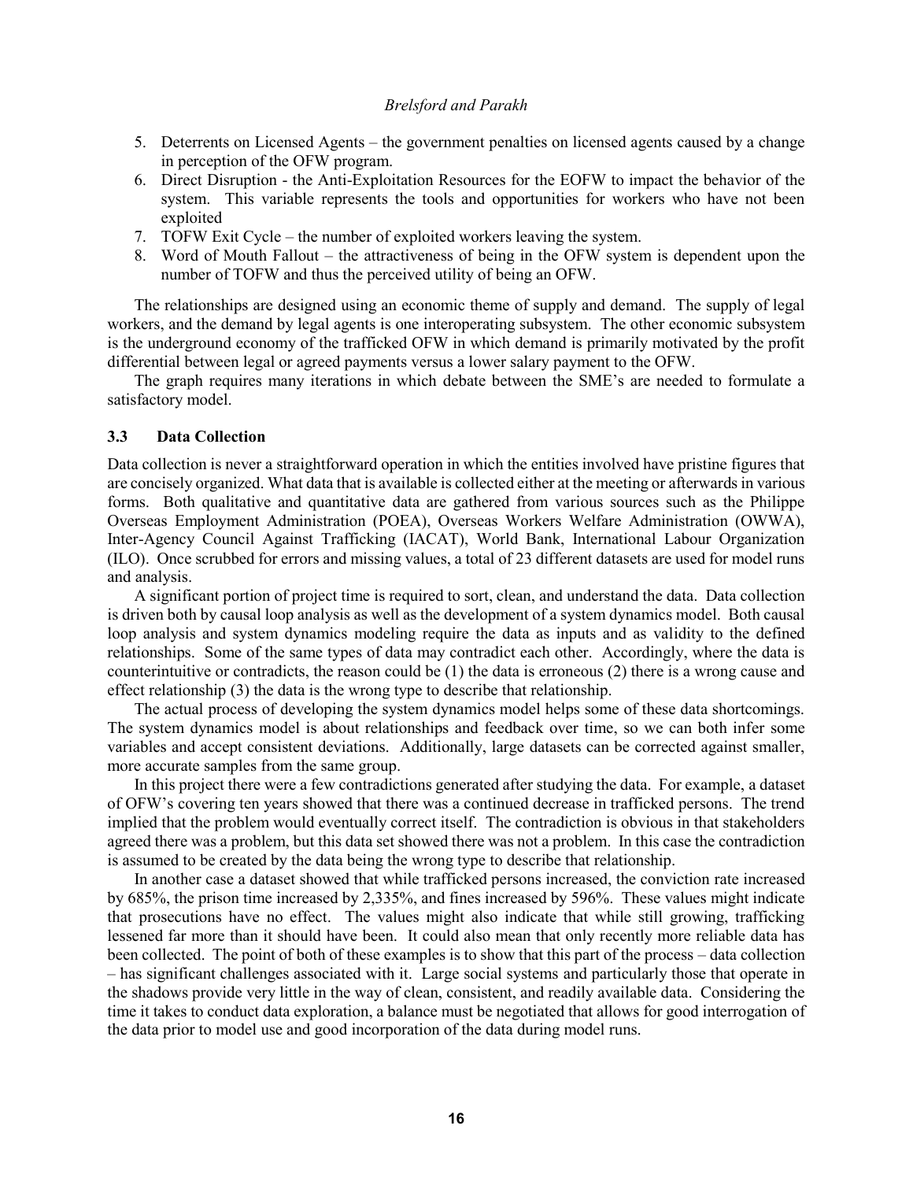5. Deterrents on Licensed Agents – the government penalties on licensed agents caused by a change in perception of the OFW program.
6. Direct Disruption - the Anti-Exploitation Resources for the EOFW to impact the behavior of the system. This variable represents the tools and opportunities for workers who have not been exploited
7. TOFW Exit Cycle – the number of exploited workers leaving the system.
8. Word of Mouth Fallout – the attractiveness of being in the OFW system is dependent upon the number of TOFW and thus the perceived utility of being an OFW.

The relationships are designed using an economic theme of supply and demand. The supply of legal workers, and the demand by legal agents is one interoperating subsystem. The other economic subsystem is the underground economy of the trafficked OFW in which demand is primarily motivated by the profit differential between legal or agreed payments versus a lower salary payment to the OFW.

The graph requires many iterations in which debate between the SME's are needed to formulate a satisfactory model.

### 3.3 Data Collection

Data collection is never a straightforward operation in which the entities involved have pristine figures that are concisely organized. What data that is available is collected either at the meeting or afterwards in various forms. Both qualitative and quantitative data are gathered from various sources such as the Philippe Overseas Employment Administration (POEA), Overseas Workers Welfare Administration (OWWA), Inter-Agency Council Against Trafficking (IACAT), World Bank, International Labour Organization (ILO). Once scrubbed for errors and missing values, a total of 23 different datasets are used for model runs and analysis.

A significant portion of project time is required to sort, clean, and understand the data. Data collection is driven both by causal loop analysis as well as the development of a system dynamics model. Both causal loop analysis and system dynamics modeling require the data as inputs and as validity to the defined relationships. Some of the same types of data may contradict each other. Accordingly, where the data is counterintuitive or contradicts, the reason could be (1) the data is erroneous (2) there is a wrong cause and effect relationship (3) the data is the wrong type to describe that relationship.

The actual process of developing the system dynamics model helps some of these data shortcomings. The system dynamics model is about relationships and feedback over time, so we can both infer some variables and accept consistent deviations. Additionally, large datasets can be corrected against smaller, more accurate samples from the same group.

In this project there were a few contradictions generated after studying the data. For example, a dataset of OFW's covering ten years showed that there was a continued decrease in trafficked persons. The trend implied that the problem would eventually correct itself. The contradiction is obvious in that stakeholders agreed there was a problem, but this data set showed there was not a problem. In this case the contradiction is assumed to be created by the data being the wrong type to describe that relationship.

In another case a dataset showed that while trafficked persons increased, the conviction rate increased by 685%, the prison time increased by 2,335%, and fines increased by 596%. These values might indicate that prosecutions have no effect. The values might also indicate that while still growing, trafficking lessened far more than it should have been. It could also mean that only recently more reliable data has been collected. The point of both of these examples is to show that this part of the process – data collection – has significant challenges associated with it. Large social systems and particularly those that operate in the shadows provide very little in the way of clean, consistent, and readily available data. Considering the time it takes to conduct data exploration, a balance must be negotiated that allows for good interrogation of the data prior to model use and good incorporation of the data during model runs.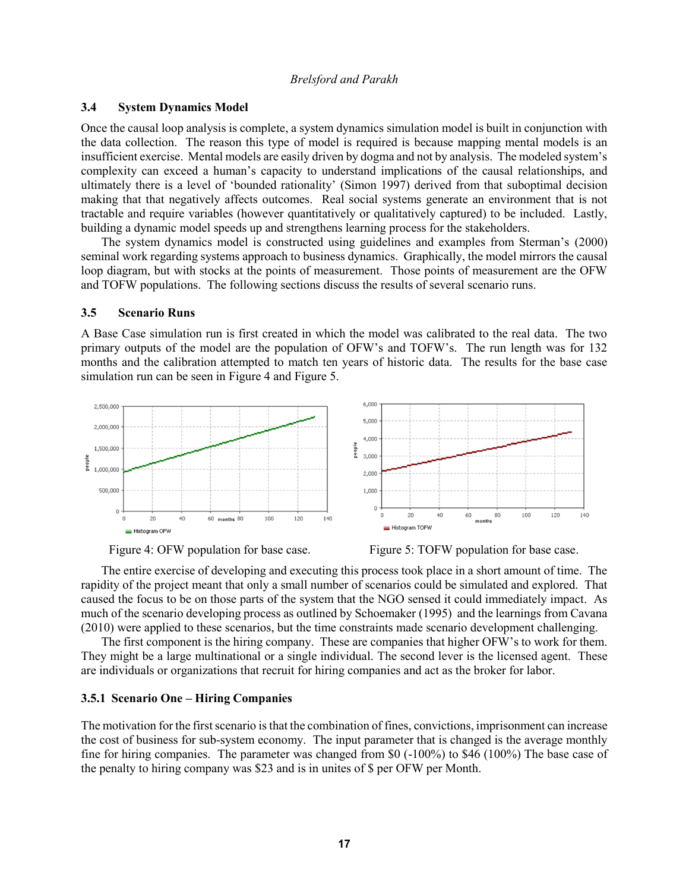### 3.4 System Dynamics Model

Once the causal loop analysis is complete, a system dynamics simulation model is built in conjunction with the data collection. The reason this type of model is required is because mapping mental models is an insufficient exercise. Mental models are easily driven by dogma and not by analysis. The modeled system's complexity can exceed a human's capacity to understand implications of the causal relationships, and ultimately there is a level of 'bounded rationality' (Simon 1997) derived from that suboptimal decision making that that negatively affects outcomes. Real social systems generate an environment that is not tractable and require variables (however quantitatively or qualitatively captured) to be included. Lastly, building a dynamic model speeds up and strengthens learning process for the stakeholders.

The system dynamics model is constructed using guidelines and examples from Sterman's (2000) seminal work regarding systems approach to business dynamics. Graphically, the model mirrors the causal loop diagram, but with stocks at the points of measurement. Those points of measurement are the OFW and TOFW populations. The following sections discuss the results of several scenario runs.

### 3.5 Scenario Runs

A Base Case simulation run is first created in which the model was calibrated to the real data. The two primary outputs of the model are the population of OFW's and TOFW's. The run length was for 132 months and the calibration attempted to match ten years of historic data. The results for the base case simulation run can be seen in Figure 4 and Figure 5.

Figure 4: OFW population for base case.

Figure 5: TOFW population for base case.

The entire exercise of developing and executing this process took place in a short amount of time. The rapidity of the project meant that only a small number of scenarios could be simulated and explored. That caused the focus to be on those parts of the system that the NGO sensed it could immediately impact. As much of the scenario developing process as outlined by Schoemaker (1995) and the learnings from Cavana (2010) were applied to these scenarios, but the time constraints made scenario development challenging.

The first component is the hiring company. These are companies that higher OFW's to work for them. They might be a large multinational or a single individual. The second lever is the licensed agent. These are individuals or organizations that recruit for hiring companies and act as the broker for labor.

#### 3.5.1 Scenario One – Hiring Companies

The motivation for the first scenario is that the combination of fines, convictions, imprisonment can increase the cost of business for sub-system economy. The input parameter that is changed is the average monthly fine for hiring companies. The parameter was changed from $0 (-100%) to $46 (100%) The base case of the penalty to hiring company was $23 and is in unites of $ per OFW per Month.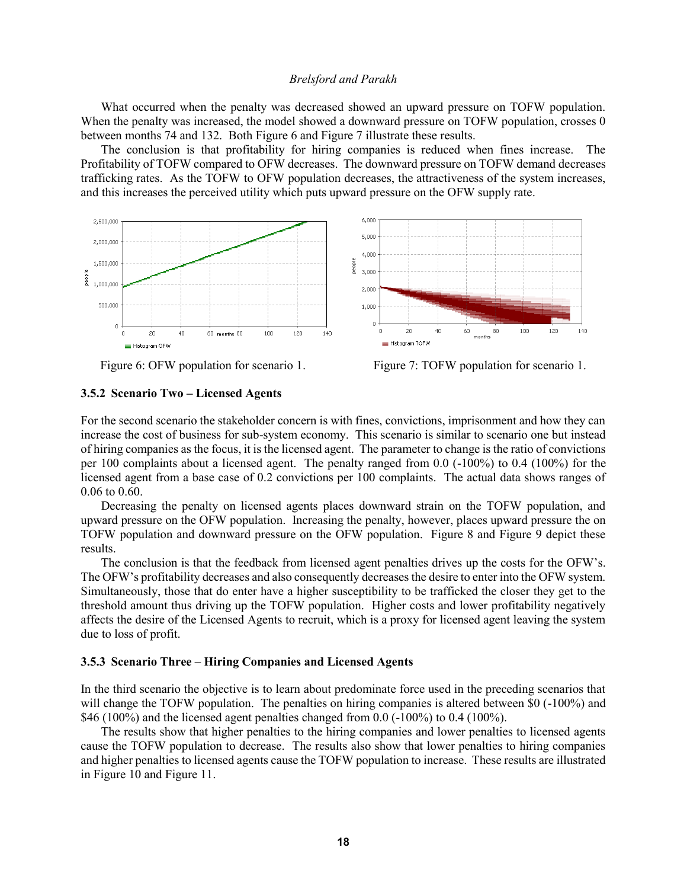What occurred when the penalty was decreased showed an upward pressure on TOFW population. When the penalty was increased, the model showed a downward pressure on TOFW population, crosses 0 between months 74 and 132. Both Figure 6 and Figure 7 illustrate these results.

The conclusion is that profitability for hiring companies is reduced when fines increase. The Profitability of TOFW compared to OFW decreases. The downward pressure on TOFW demand decreases trafficking rates. As the TOFW to OFW population decreases, the attractiveness of the system increases, and this increases the perceived utility which puts upward pressure on the OFW supply rate.

Figure 6: OFW population for scenario 1.

Figure 7: TOFW population for scenario 1.

### 3.5.2 Scenario Two – Licensed Agents

For the second scenario the stakeholder concern is with fines, convictions, imprisonment and how they can increase the cost of business for sub-system economy. This scenario is similar to scenario one but instead of hiring companies as the focus, it is the licensed agent. The parameter to change is the ratio of convictions per 100 complaints about a licensed agent. The penalty ranged from 0.0 (-100%) to 0.4 (100%) for the licensed agent from a base case of 0.2 convictions per 100 complaints. The actual data shows ranges of 0.06 to 0.60.

Decreasing the penalty on licensed agents places downward strain on the TOFW population, and upward pressure on the OFW population. Increasing the penalty, however, places upward pressure the on TOFW population and downward pressure on the OFW population. Figure 8 and Figure 9 depict these results.

The conclusion is that the feedback from licensed agent penalties drives up the costs for the OFW's. The OFW's profitability decreases and also consequently decreases the desire to enter into the OFW system. Simultaneously, those that do enter have a higher susceptibility to be trafficked the closer they get to the threshold amount thus driving up the TOFW population. Higher costs and lower profitability negatively affects the desire of the Licensed Agents to recruit, which is a proxy for licensed agent leaving the system due to loss of profit.

### 3.5.3 Scenario Three – Hiring Companies and Licensed Agents

In the third scenario the objective is to learn about predominate force used in the preceding scenarios that will change the TOFW population. The penalties on hiring companies is altered between $0 (-100%) and $46 (100%) and the licensed agent penalties changed from 0.0 (-100%) to 0.4 (100%).

The results show that higher penalties to the hiring companies and lower penalties to licensed agents cause the TOFW population to decrease. The results also show that lower penalties to hiring companies and higher penalties to licensed agents cause the TOFW population to increase. These results are illustrated in Figure 10 and Figure 11.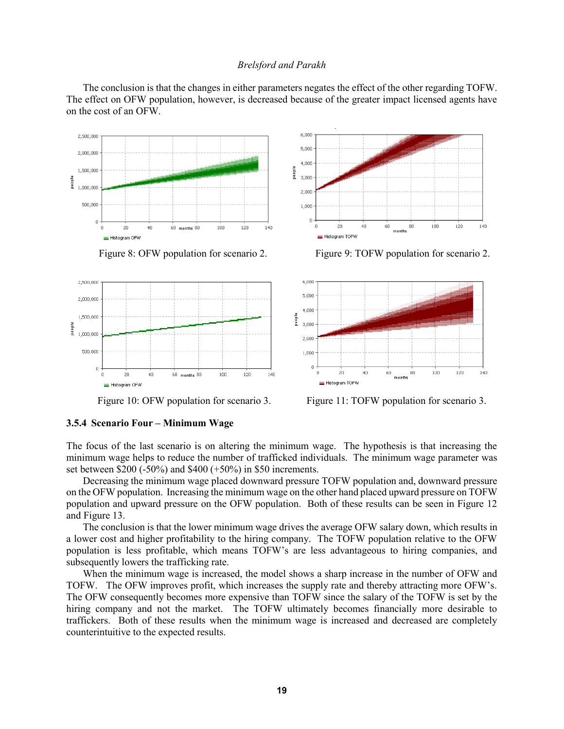The conclusion is that the changes in either parameters negates the effect of the other regarding TOFW. The effect on OFW population, however, is decreased because of the greater impact licensed agents have on the cost of an OFW.

Figure 8: OFW population for scenario 2.

Figure 9: TOFW population for scenario 2.

Figure 10: OFW population for scenario 3.

Figure 11: TOFW population for scenario 3.

### 3.5.4 Scenario Four – Minimum Wage

The focus of the last scenario is on altering the minimum wage. The hypothesis is that increasing the minimum wage helps to reduce the number of trafficked individuals. The minimum wage parameter was set between $200 (-50%) and $400 (+50%) in $50 increments.

Decreasing the minimum wage placed downward pressure TOFW population and, downward pressure on the OFW population. Increasing the minimum wage on the other hand placed upward pressure on TOFW population and upward pressure on the OFW population. Both of these results can be seen in Figure 12 and Figure 13.

The conclusion is that the lower minimum wage drives the average OFW salary down, which results in a lower cost and higher profitability to the hiring company. The TOFW population relative to the OFW population is less profitable, which means TOFW's are less advantageous to hiring companies, and subsequently lowers the trafficking rate.

When the minimum wage is increased, the model shows a sharp increase in the number of OFW and TOFW. The OFW improves profit, which increases the supply rate and thereby attracting more OFW's. The OFW consequently becomes more expensive than TOFW since the salary of the TOFW is set by the hiring company and not the market. The TOFW ultimately becomes financially more desirable to traffickers. Both of these results when the minimum wage is increased and decreased are completely counterintuitive to the expected results.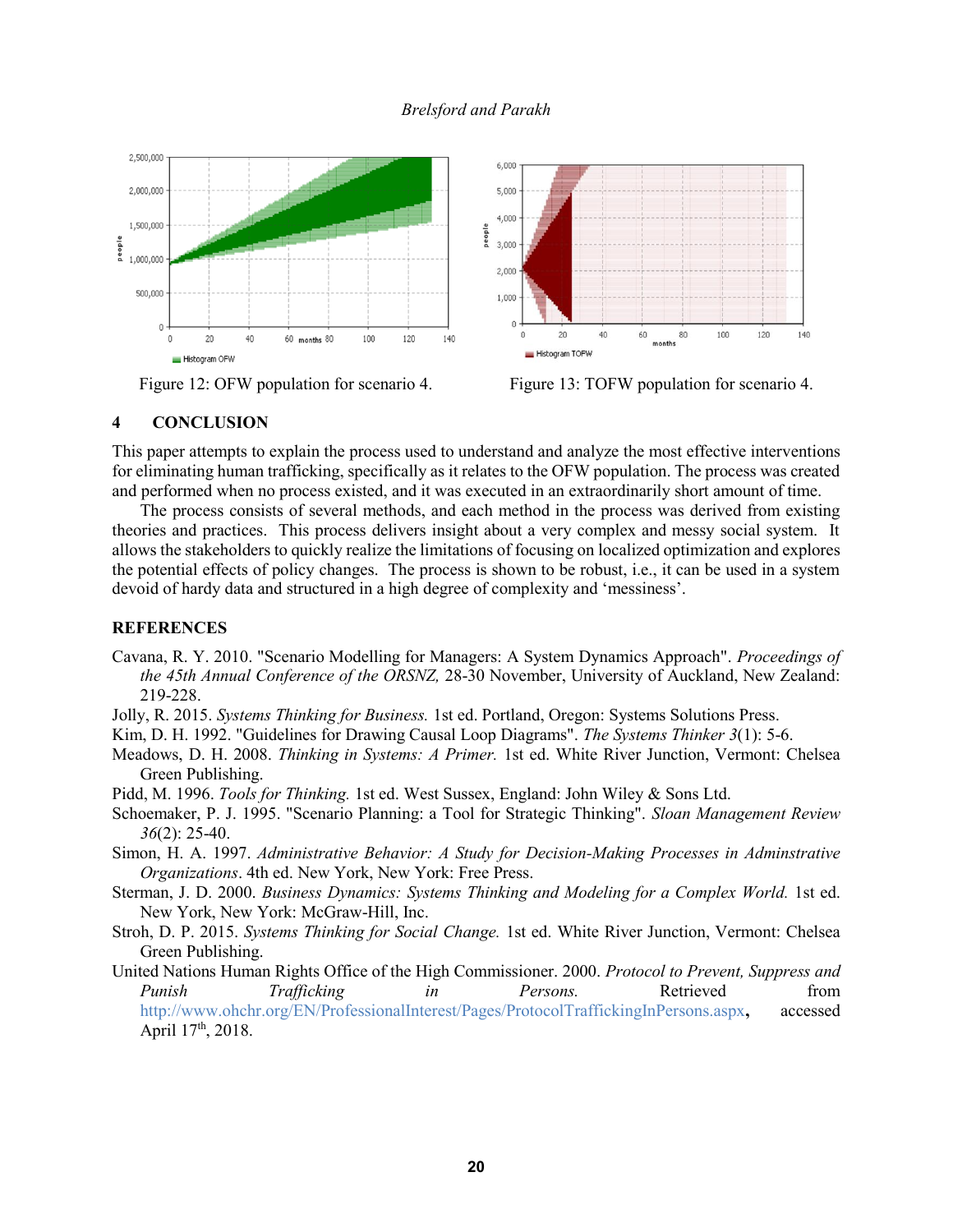Figure 12: OFW population for scenario 4.

Figure 13: TOFW population for scenario 4.

## 4 CONCLUSION

This paper attempts to explain the process used to understand and analyze the most effective interventions for eliminating human trafficking, specifically as it relates to the OFW population. The process was created and performed when no process existed, and it was executed in an extraordinarily short amount of time.

The process consists of several methods, and each method in the process was derived from existing theories and practices. This process delivers insight about a very complex and messy social system. It allows the stakeholders to quickly realize the limitations of focusing on localized optimization and explores the potential effects of policy changes. The process is shown to be robust, i.e., it can be used in a system devoid of hardy data and structured in a high degree of complexity and 'messiness'.

## REFERENCES

Cavana, R. Y. 2010. "Scenario Modelling for Managers: A System Dynamics Approach". *Proceedings of the 45th Annual Conference of the ORSNZ,* 28-30 November, University of Auckland, New Zealand: 219-228.

Jolly, R. 2015. *Systems Thinking for Business.* 1st ed. Portland, Oregon: Systems Solutions Press.

Kim, D. H. 1992. "Guidelines for Drawing Causal Loop Diagrams". *The Systems Thinker 3*(1): 5-6.

Meadows, D. H. 2008. *Thinking in Systems: A Primer.* 1st ed. White River Junction, Vermont: Chelsea Green Publishing.

Pidd, M. 1996. *Tools for Thinking.* 1st ed. West Sussex, England: John Wiley & Sons Ltd.

Schoemaker, P. J. 1995. "Scenario Planning: a Tool for Strategic Thinking". *Sloan Management Review 36*(2): 25-40.

Simon, H. A. 1997. *Administrative Behavior: A Study for Decision-Making Processes in Adminstrative Organizations*. 4th ed. New York, New York: Free Press.

Sterman, J. D. 2000. *Business Dynamics: Systems Thinking and Modeling for a Complex World.* 1st ed. New York, New York: McGraw-Hill, Inc.

Stroh, D. P. 2015. *Systems Thinking for Social Change.* 1st ed. White River Junction, Vermont: Chelsea Green Publishing.

United Nations Human Rights Office of the High Commissioner. 2000. *Protocol to Prevent, Suppress and Punish Trafficking in Persons.* Retrieved from http://www.ohchr.org/EN/ProfessionalInterest/Pages/ProtocolTraffickingInPersons.aspx, accessed April 17th, 2018.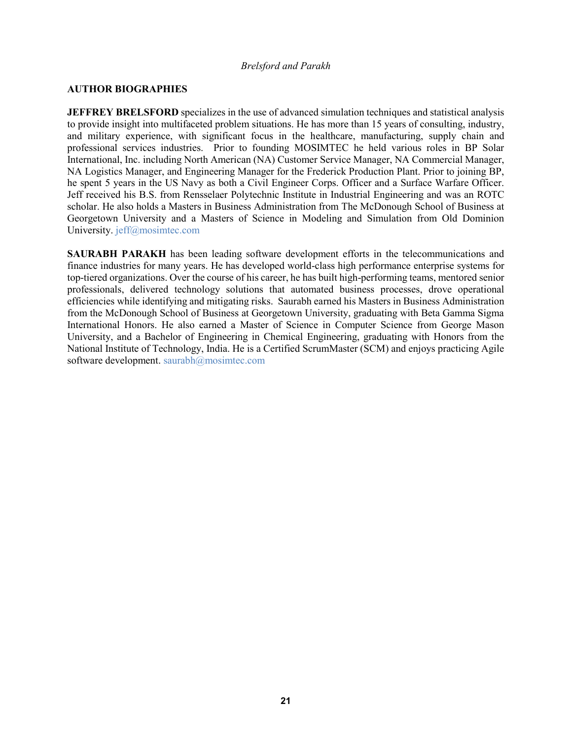## AUTHOR BIOGRAPHIES

**JEFFREY BRELSFORD** specializes in the use of advanced simulation techniques and statistical analysis to provide insight into multifaceted problem situations. He has more than 15 years of consulting, industry, and military experience, with significant focus in the healthcare, manufacturing, supply chain and professional services industries. Prior to founding MOSIMTEC he held various roles in BP Solar International, Inc. including North American (NA) Customer Service Manager, NA Commercial Manager, NA Logistics Manager, and Engineering Manager for the Frederick Production Plant. Prior to joining BP, he spent 5 years in the US Navy as both a Civil Engineer Corps. Officer and a Surface Warfare Officer. Jeff received his B.S. from Rensselaer Polytechnic Institute in Industrial Engineering and was an ROTC scholar. He also holds a Masters in Business Administration from The McDonough School of Business at Georgetown University and a Masters of Science in Modeling and Simulation from Old Dominion University. jeff@mosimtec.com

**SAURABH PARAKH** has been leading software development efforts in the telecommunications and finance industries for many years. He has developed world-class high performance enterprise systems for top-tiered organizations. Over the course of his career, he has built high-performing teams, mentored senior professionals, delivered technology solutions that automated business processes, drove operational efficiencies while identifying and mitigating risks. Saurabh earned his Masters in Business Administration from the McDonough School of Business at Georgetown University, graduating with Beta Gamma Sigma International Honors. He also earned a Master of Science in Computer Science from George Mason University, and a Bachelor of Engineering in Chemical Engineering, graduating with Honors from the National Institute of Technology, India. He is a Certified ScrumMaster (SCM) and enjoys practicing Agile software development. saurabh@mosimtec.com